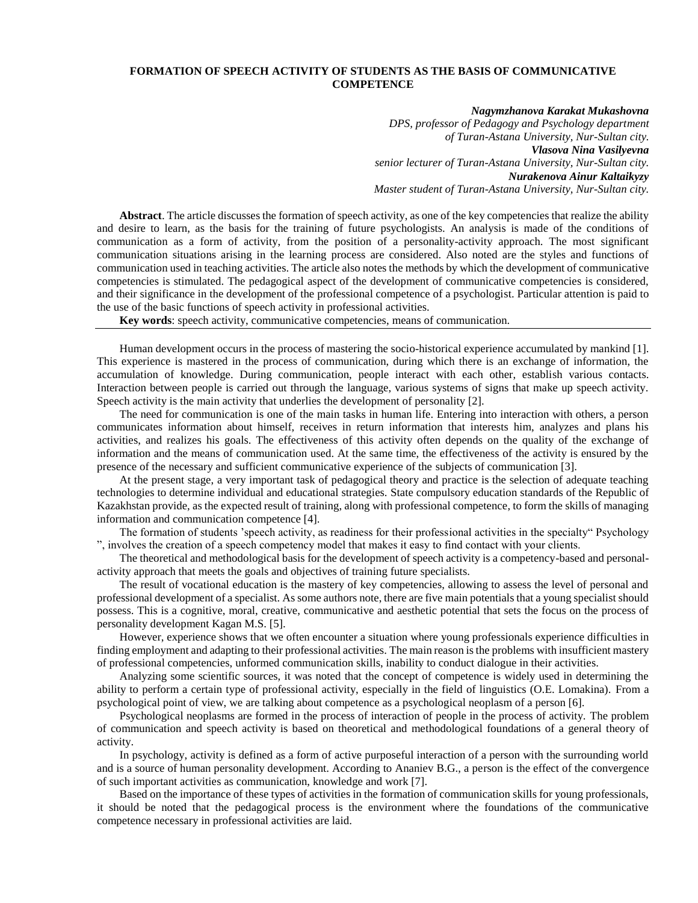# FORMATION OF SPEECH ACTIVITY OF STUDENTS AS THE BASIS OF COMMUNICATIVE COMPETENCE

***Nagymzhanova Karakat Mukashovna***
*DPS, professor of Pedagogy and Psychology department of Turan-Astana University, Nur-Sultan city.*
***Vlasova Nina Vasilyevna***
*senior lecturer of Turan-Astana University, Nur-Sultan city.*
***Nurakenova Ainur Kaltaikyzy***
*Master student of Turan-Astana University, Nur-Sultan city.*

**Abstract**. The article discusses the formation of speech activity, as one of the key competencies that realize the ability and desire to learn, as the basis for the training of future psychologists. An analysis is made of the conditions of communication as a form of activity, from the position of a personality-activity approach. The most significant communication situations arising in the learning process are considered. Also noted are the styles and functions of communication used in teaching activities. The article also notes the methods by which the development of communicative competencies is stimulated. The pedagogical aspect of the development of communicative competencies is considered, and their significance in the development of the professional competence of a psychologist. Particular attention is paid to the use of the basic functions of speech activity in professional activities.

**Key words**: speech activity, communicative competencies, means of communication.

---

Human development occurs in the process of mastering the socio-historical experience accumulated by mankind [1]. This experience is mastered in the process of communication, during which there is an exchange of information, the accumulation of knowledge. During communication, people interact with each other, establish various contacts. Interaction between people is carried out through the language, various systems of signs that make up speech activity. Speech activity is the main activity that underlies the development of personality [2].

The need for communication is one of the main tasks in human life. Entering into interaction with others, a person communicates information about himself, receives in return information that interests him, analyzes and plans his activities, and realizes his goals. The effectiveness of this activity often depends on the quality of the exchange of information and the means of communication used. At the same time, the effectiveness of the activity is ensured by the presence of the necessary and sufficient communicative experience of the subjects of communication [3].

At the present stage, a very important task of pedagogical theory and practice is the selection of adequate teaching technologies to determine individual and educational strategies. State compulsory education standards of the Republic of Kazakhstan provide, as the expected result of training, along with professional competence, to form the skills of managing information and communication competence [4].

The formation of students 'speech activity, as readiness for their professional activities in the specialty" Psychology ", involves the creation of a speech competency model that makes it easy to find contact with your clients.

The theoretical and methodological basis for the development of speech activity is a competency-based and personal-activity approach that meets the goals and objectives of training future specialists.

The result of vocational education is the mastery of key competencies, allowing to assess the level of personal and professional development of a specialist. As some authors note, there are five main potentials that a young specialist should possess. This is a cognitive, moral, creative, communicative and aesthetic potential that sets the focus on the process of personality development Kagan M.S. [5].

However, experience shows that we often encounter a situation where young professionals experience difficulties in finding employment and adapting to their professional activities. The main reason is the problems with insufficient mastery of professional competencies, unformed communication skills, inability to conduct dialogue in their activities.

Analyzing some scientific sources, it was noted that the concept of competence is widely used in determining the ability to perform a certain type of professional activity, especially in the field of linguistics (O.E. Lomakina). From a psychological point of view, we are talking about competence as a psychological neoplasm of a person [6].

Psychological neoplasms are formed in the process of interaction of people in the process of activity. The problem of communication and speech activity is based on theoretical and methodological foundations of a general theory of activity.

In psychology, activity is defined as a form of active purposeful interaction of a person with the surrounding world and is a source of human personality development. According to Ananiev B.G., a person is the effect of the convergence of such important activities as communication, knowledge and work [7].

Based on the importance of these types of activities in the formation of communication skills for young professionals, it should be noted that the pedagogical process is the environment where the foundations of the communicative competence necessary in professional activities are laid.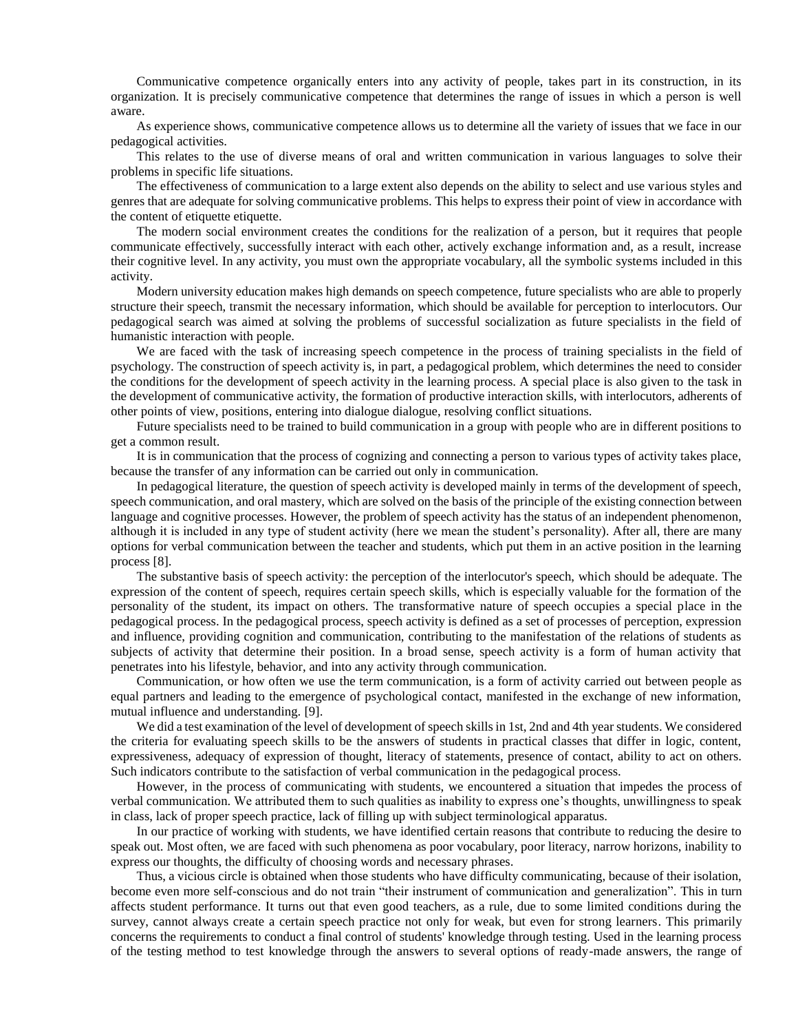Communicative competence organically enters into any activity of people, takes part in its construction, in its organization. It is precisely communicative competence that determines the range of issues in which a person is well aware.

As experience shows, communicative competence allows us to determine all the variety of issues that we face in our pedagogical activities.

This relates to the use of diverse means of oral and written communication in various languages to solve their problems in specific life situations.

The effectiveness of communication to a large extent also depends on the ability to select and use various styles and genres that are adequate for solving communicative problems. This helps to express their point of view in accordance with the content of etiquette etiquette.

The modern social environment creates the conditions for the realization of a person, but it requires that people communicate effectively, successfully interact with each other, actively exchange information and, as a result, increase their cognitive level. In any activity, you must own the appropriate vocabulary, all the symbolic systems included in this activity.

Modern university education makes high demands on speech competence, future specialists who are able to properly structure their speech, transmit the necessary information, which should be available for perception to interlocutors. Our pedagogical search was aimed at solving the problems of successful socialization as future specialists in the field of humanistic interaction with people.

We are faced with the task of increasing speech competence in the process of training specialists in the field of psychology. The construction of speech activity is, in part, a pedagogical problem, which determines the need to consider the conditions for the development of speech activity in the learning process. A special place is also given to the task in the development of communicative activity, the formation of productive interaction skills, with interlocutors, adherents of other points of view, positions, entering into dialogue dialogue, resolving conflict situations.

Future specialists need to be trained to build communication in a group with people who are in different positions to get a common result.

It is in communication that the process of cognizing and connecting a person to various types of activity takes place, because the transfer of any information can be carried out only in communication.

In pedagogical literature, the question of speech activity is developed mainly in terms of the development of speech, speech communication, and oral mastery, which are solved on the basis of the principle of the existing connection between language and cognitive processes. However, the problem of speech activity has the status of an independent phenomenon, although it is included in any type of student activity (here we mean the student's personality). After all, there are many options for verbal communication between the teacher and students, which put them in an active position in the learning process [8].

The substantive basis of speech activity: the perception of the interlocutor's speech, which should be adequate. The expression of the content of speech, requires certain speech skills, which is especially valuable for the formation of the personality of the student, its impact on others. The transformative nature of speech occupies a special place in the pedagogical process. In the pedagogical process, speech activity is defined as a set of processes of perception, expression and influence, providing cognition and communication, contributing to the manifestation of the relations of students as subjects of activity that determine their position. In a broad sense, speech activity is a form of human activity that penetrates into his lifestyle, behavior, and into any activity through communication.

Communication, or how often we use the term communication, is a form of activity carried out between people as equal partners and leading to the emergence of psychological contact, manifested in the exchange of new information, mutual influence and understanding. [9].

We did a test examination of the level of development of speech skills in 1st, 2nd and 4th year students. We considered the criteria for evaluating speech skills to be the answers of students in practical classes that differ in logic, content, expressiveness, adequacy of expression of thought, literacy of statements, presence of contact, ability to act on others. Such indicators contribute to the satisfaction of verbal communication in the pedagogical process.

However, in the process of communicating with students, we encountered a situation that impedes the process of verbal communication. We attributed them to such qualities as inability to express one's thoughts, unwillingness to speak in class, lack of proper speech practice, lack of filling up with subject terminological apparatus.

In our practice of working with students, we have identified certain reasons that contribute to reducing the desire to speak out. Most often, we are faced with such phenomena as poor vocabulary, poor literacy, narrow horizons, inability to express our thoughts, the difficulty of choosing words and necessary phrases.

Thus, a vicious circle is obtained when those students who have difficulty communicating, because of their isolation, become even more self-conscious and do not train "their instrument of communication and generalization". This in turn affects student performance. It turns out that even good teachers, as a rule, due to some limited conditions during the survey, cannot always create a certain speech practice not only for weak, but even for strong learners. This primarily concerns the requirements to conduct a final control of students' knowledge through testing. Used in the learning process of the testing method to test knowledge through the answers to several options of ready-made answers, the range of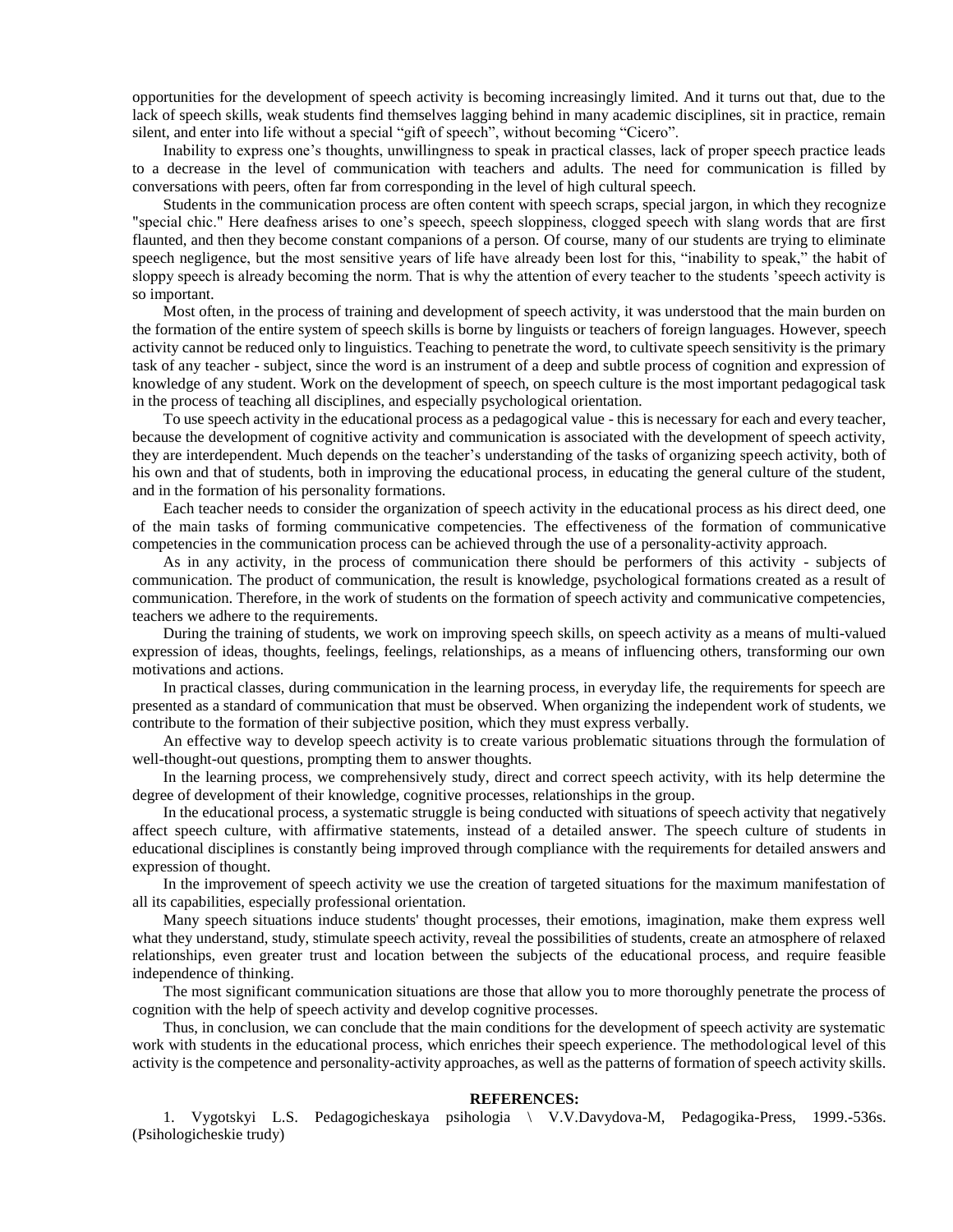opportunities for the development of speech activity is becoming increasingly limited. And it turns out that, due to the lack of speech skills, weak students find themselves lagging behind in many academic disciplines, sit in practice, remain silent, and enter into life without a special "gift of speech", without becoming "Cicero".

Inability to express one's thoughts, unwillingness to speak in practical classes, lack of proper speech practice leads to a decrease in the level of communication with teachers and adults. The need for communication is filled by conversations with peers, often far from corresponding in the level of high cultural speech.

Students in the communication process are often content with speech scraps, special jargon, in which they recognize "special chic." Here deafness arises to one's speech, speech sloppiness, clogged speech with slang words that are first flaunted, and then they become constant companions of a person. Of course, many of our students are trying to eliminate speech negligence, but the most sensitive years of life have already been lost for this, "inability to speak," the habit of sloppy speech is already becoming the norm. That is why the attention of every teacher to the students 'speech activity is so important.

Most often, in the process of training and development of speech activity, it was understood that the main burden on the formation of the entire system of speech skills is borne by linguists or teachers of foreign languages. However, speech activity cannot be reduced only to linguistics. Teaching to penetrate the word, to cultivate speech sensitivity is the primary task of any teacher - subject, since the word is an instrument of a deep and subtle process of cognition and expression of knowledge of any student. Work on the development of speech, on speech culture is the most important pedagogical task in the process of teaching all disciplines, and especially psychological orientation.

To use speech activity in the educational process as a pedagogical value - this is necessary for each and every teacher, because the development of cognitive activity and communication is associated with the development of speech activity, they are interdependent. Much depends on the teacher's understanding of the tasks of organizing speech activity, both of his own and that of students, both in improving the educational process, in educating the general culture of the student, and in the formation of his personality formations.

Each teacher needs to consider the organization of speech activity in the educational process as his direct deed, one of the main tasks of forming communicative competencies. The effectiveness of the formation of communicative competencies in the communication process can be achieved through the use of a personality-activity approach.

As in any activity, in the process of communication there should be performers of this activity - subjects of communication. The product of communication, the result is knowledge, psychological formations created as a result of communication. Therefore, in the work of students on the formation of speech activity and communicative competencies, teachers we adhere to the requirements.

During the training of students, we work on improving speech skills, on speech activity as a means of multi-valued expression of ideas, thoughts, feelings, feelings, relationships, as a means of influencing others, transforming our own motivations and actions.

In practical classes, during communication in the learning process, in everyday life, the requirements for speech are presented as a standard of communication that must be observed. When organizing the independent work of students, we contribute to the formation of their subjective position, which they must express verbally.

An effective way to develop speech activity is to create various problematic situations through the formulation of well-thought-out questions, prompting them to answer thoughts.

In the learning process, we comprehensively study, direct and correct speech activity, with its help determine the degree of development of their knowledge, cognitive processes, relationships in the group.

In the educational process, a systematic struggle is being conducted with situations of speech activity that negatively affect speech culture, with affirmative statements, instead of a detailed answer. The speech culture of students in educational disciplines is constantly being improved through compliance with the requirements for detailed answers and expression of thought.

In the improvement of speech activity we use the creation of targeted situations for the maximum manifestation of all its capabilities, especially professional orientation.

Many speech situations induce students' thought processes, their emotions, imagination, make them express well what they understand, study, stimulate speech activity, reveal the possibilities of students, create an atmosphere of relaxed relationships, even greater trust and location between the subjects of the educational process, and require feasible independence of thinking.

The most significant communication situations are those that allow you to more thoroughly penetrate the process of cognition with the help of speech activity and develop cognitive processes.

Thus, in conclusion, we can conclude that the main conditions for the development of speech activity are systematic work with students in the educational process, which enriches their speech experience. The methodological level of this activity is the competence and personality-activity approaches, as well as the patterns of formation of speech activity skills.

## REFERENCES:

1. Vygotskyi L.S. Pedagogicheskaya psihologia \ V.V.Davydova-M, Pedagogika-Press, 1999.-536s. (Psihologicheskie trudy)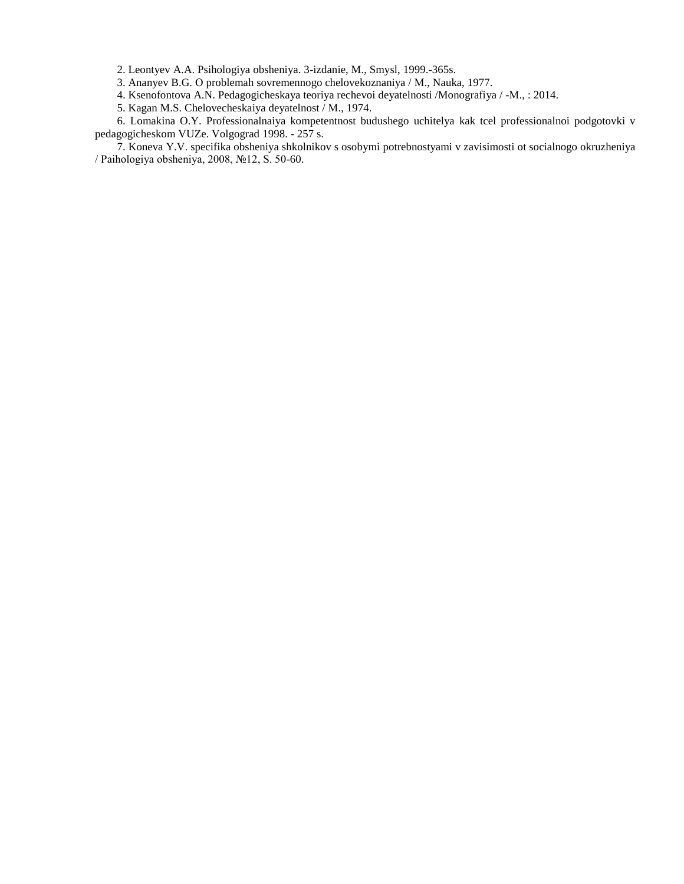2. Leontyev A.A. Psihologiya obsheniya. 3-izdanie, M., Smysl, 1999.-365s.
3. Ananyev B.G. O problemah sovremennogo chelovekoznaniya / M., Nauka, 1977.
4. Ksenofontova A.N. Pedagogicheskaya teoriya rechevoi deyatelnosti /Monografiya / -M., : 2014.
5. Kagan M.S. Chelovecheskaiya deyatelnost / M., 1974.
6. Lomakina O.Y. Professionalnaiya kompetentnost budushego uchitelya kak tcel professionalnoi podgotovki v pedagogicheskom VUZe. Volgograd 1998. - 257 s.
7. Koneva Y.V. specifika obsheniya shkolnikov s osobymi potrebnostyami v zavisimosti ot socialnogo okruzheniya / Paihologiya obsheniya, 2008, №12, S. 50-60.